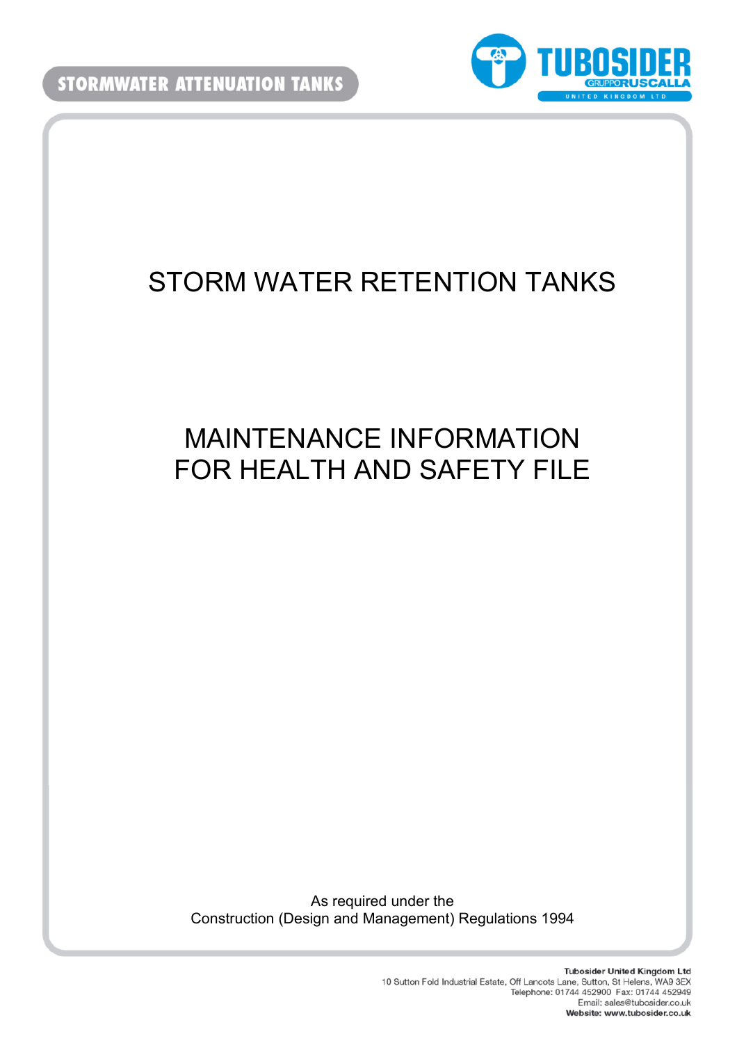STORMWATER ATTENUATION TANKS

TUBOSIDER GRUPPO RUSCALLA UNITED KINGDOM LTD

# STORM WATER RETENTION TANKS

# MAINTENANCE INFORMATION FOR HEALTH AND SAFETY FILE

As required under the
Construction (Design and Management) Regulations 1994

**Tubosider United Kingdom Ltd**
10 Sutton Fold Industrial Estate, Off Lancots Lane, Sutton, St Helens, WA9 3EX
Telephone: 01744 452900 Fax: 01744 452949
Email: sales@tubosider.co.uk
**Website: www.tubosider.co.uk**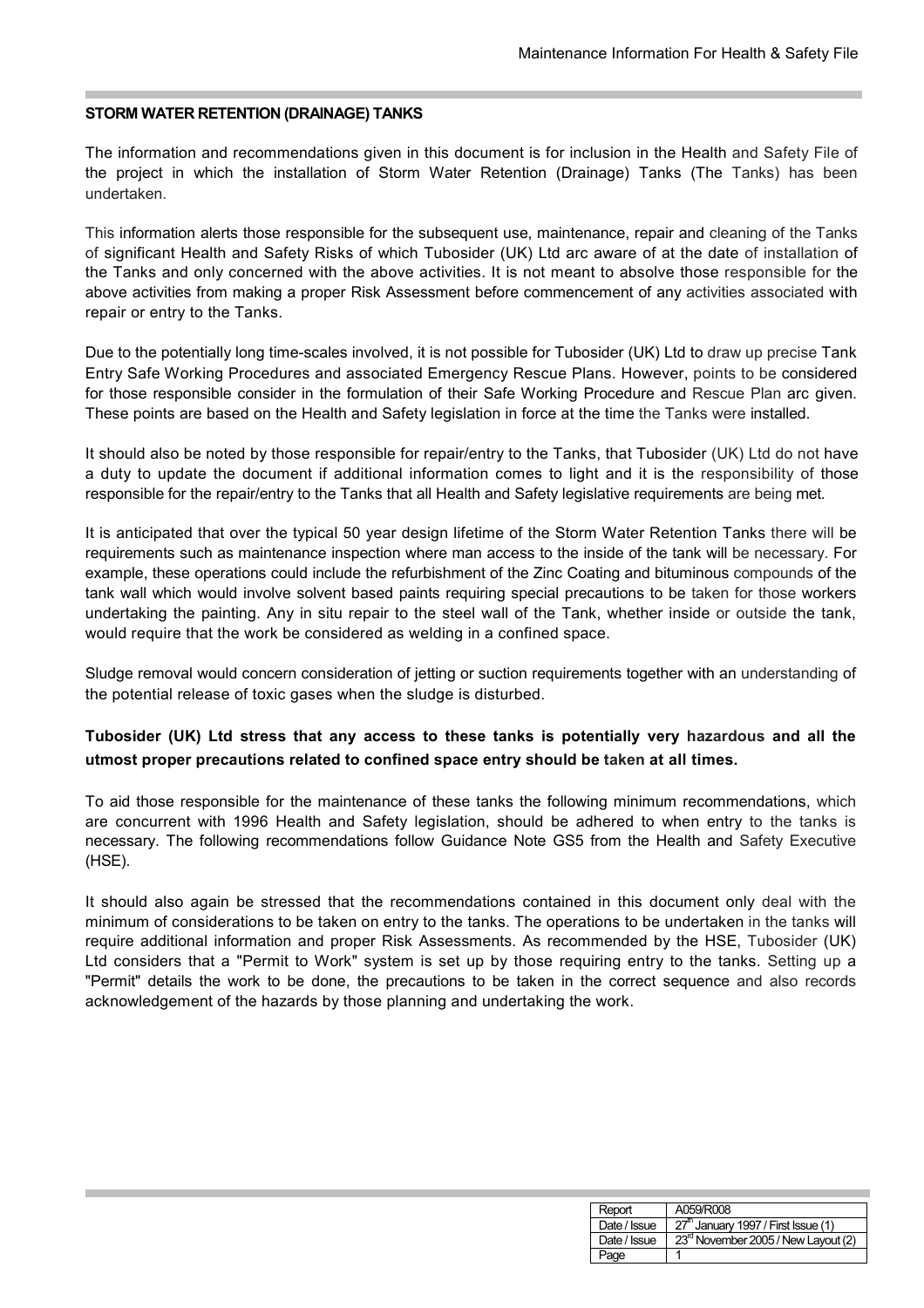**STORM WATER RETENTION (DRAINAGE) TANKS**

The information and recommendations given in this document is for inclusion in the Health and Safety File of the project in which the installation of Storm Water Retention (Drainage) Tanks (The Tanks) has been undertaken.

This information alerts those responsible for the subsequent use, maintenance, repair and cleaning of the Tanks of significant Health and Safety Risks of which Tubosider (UK) Ltd arc aware of at the date of installation of the Tanks and only concerned with the above activities. It is not meant to absolve those responsible for the above activities from making a proper Risk Assessment before commencement of any activities associated with repair or entry to the Tanks.

Due to the potentially long time-scales involved, it is not possible for Tubosider (UK) Ltd to draw up precise Tank Entry Safe Working Procedures and associated Emergency Rescue Plans. However, points to be considered for those responsible consider in the formulation of their Safe Working Procedure and Rescue Plan arc given. These points are based on the Health and Safety legislation in force at the time the Tanks were installed.

It should also be noted by those responsible for repair/entry to the Tanks, that Tubosider (UK) Ltd do not have a duty to update the document if additional information comes to light and it is the responsibility of those responsible for the repair/entry to the Tanks that all Health and Safety legislative requirements are being met.

It is anticipated that over the typical 50 year design lifetime of the Storm Water Retention Tanks there will be requirements such as maintenance inspection where man access to the inside of the tank will be necessary. For example, these operations could include the refurbishment of the Zinc Coating and bituminous compounds of the tank wall which would involve solvent based paints requiring special precautions to be taken for those workers undertaking the painting. Any in situ repair to the steel wall of the Tank, whether inside or outside the tank, would require that the work be considered as welding in a confined space.

Sludge removal would concern consideration of jetting or suction requirements together with an understanding of the potential release of toxic gases when the sludge is disturbed.

**Tubosider (UK) Ltd stress that any access to these tanks is potentially very hazardous and all the utmost proper precautions related to confined space entry should be taken at all times.**

To aid those responsible for the maintenance of these tanks the following minimum recommendations, which are concurrent with 1996 Health and Safety legislation, should be adhered to when entry to the tanks is necessary. The following recommendations follow Guidance Note GS5 from the Health and Safety Executive (HSE).

It should also again be stressed that the recommendations contained in this document only deal with the minimum of considerations to be taken on entry to the tanks. The operations to be undertaken in the tanks will require additional information and proper Risk Assessments. As recommended by the HSE, Tubosider (UK) Ltd considers that a "Permit to Work" system is set up by those requiring entry to the tanks. Setting up a "Permit" details the work to be done, the precautions to be taken in the correct sequence and also records acknowledgement of the hazards by those planning and undertaking the work.

| Report | A059/R008 |
|---|---|
| Date / Issue | 27th January 1997 / First Issue (1) |
| Date / Issue | 23rd November 2005 / New Layout (2) |
| Page | 1 |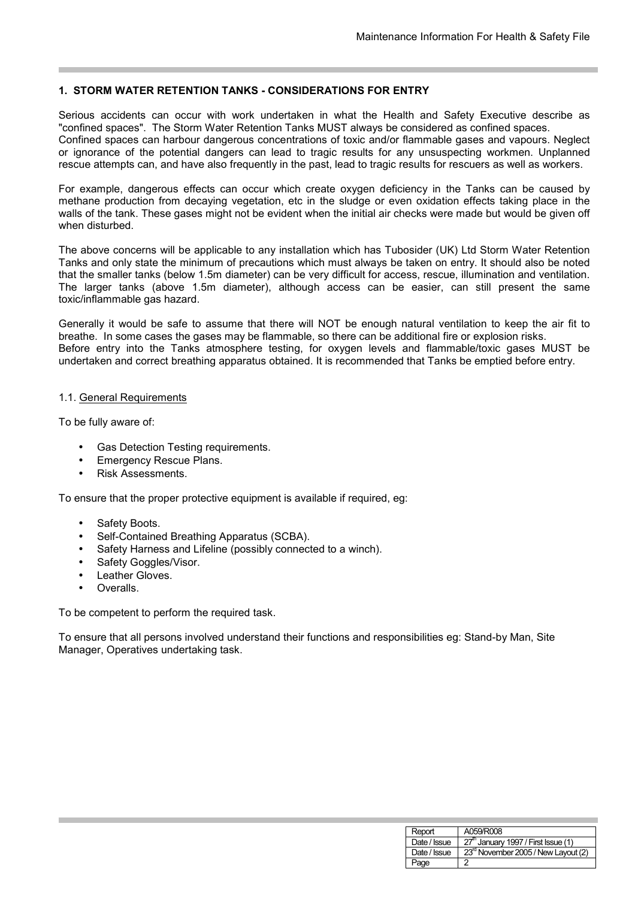## 1. STORM WATER RETENTION TANKS - CONSIDERATIONS FOR ENTRY

Serious accidents can occur with work undertaken in what the Health and Safety Executive describe as "confined spaces". The Storm Water Retention Tanks MUST always be considered as confined spaces.
Confined spaces can harbour dangerous concentrations of toxic and/or flammable gases and vapours. Neglect or ignorance of the potential dangers can lead to tragic results for any unsuspecting workmen. Unplanned rescue attempts can, and have also frequently in the past, lead to tragic results for rescuers as well as workers.

For example, dangerous effects can occur which create oxygen deficiency in the Tanks can be caused by methane production from decaying vegetation, etc in the sludge or even oxidation effects taking place in the walls of the tank. These gases might not be evident when the initial air checks were made but would be given off when disturbed.

The above concerns will be applicable to any installation which has Tubosider (UK) Ltd Storm Water Retention Tanks and only state the minimum of precautions which must always be taken on entry. It should also be noted that the smaller tanks (below 1.5m diameter) can be very difficult for access, rescue, illumination and ventilation. The larger tanks (above 1.5m diameter), although access can be easier, can still present the same toxic/inflammable gas hazard.

Generally it would be safe to assume that there will NOT be enough natural ventilation to keep the air fit to breathe. In some cases the gases may be flammable, so there can be additional fire or explosion risks.
Before entry into the Tanks atmosphere testing, for oxygen levels and flammable/toxic gases MUST be undertaken and correct breathing apparatus obtained. It is recommended that Tanks be emptied before entry.

### 1.1. General Requirements

To be fully aware of:

- Gas Detection Testing requirements.
- Emergency Rescue Plans.
- Risk Assessments.

To ensure that the proper protective equipment is available if required, eg:

- Safety Boots.
- Self-Contained Breathing Apparatus (SCBA).
- Safety Harness and Lifeline (possibly connected to a winch).
- Safety Goggles/Visor.
- Leather Gloves.
- Overalls.

To be competent to perform the required task.

To ensure that all persons involved understand their functions and responsibilities eg: Stand-by Man, Site Manager, Operatives undertaking task.

| Report | A059/R008 |
|---|---|
| Date / Issue | 27th January 1997 / First Issue (1) |
| Date / Issue | 23rd November 2005 / New Layout (2) |
| Page | 2 |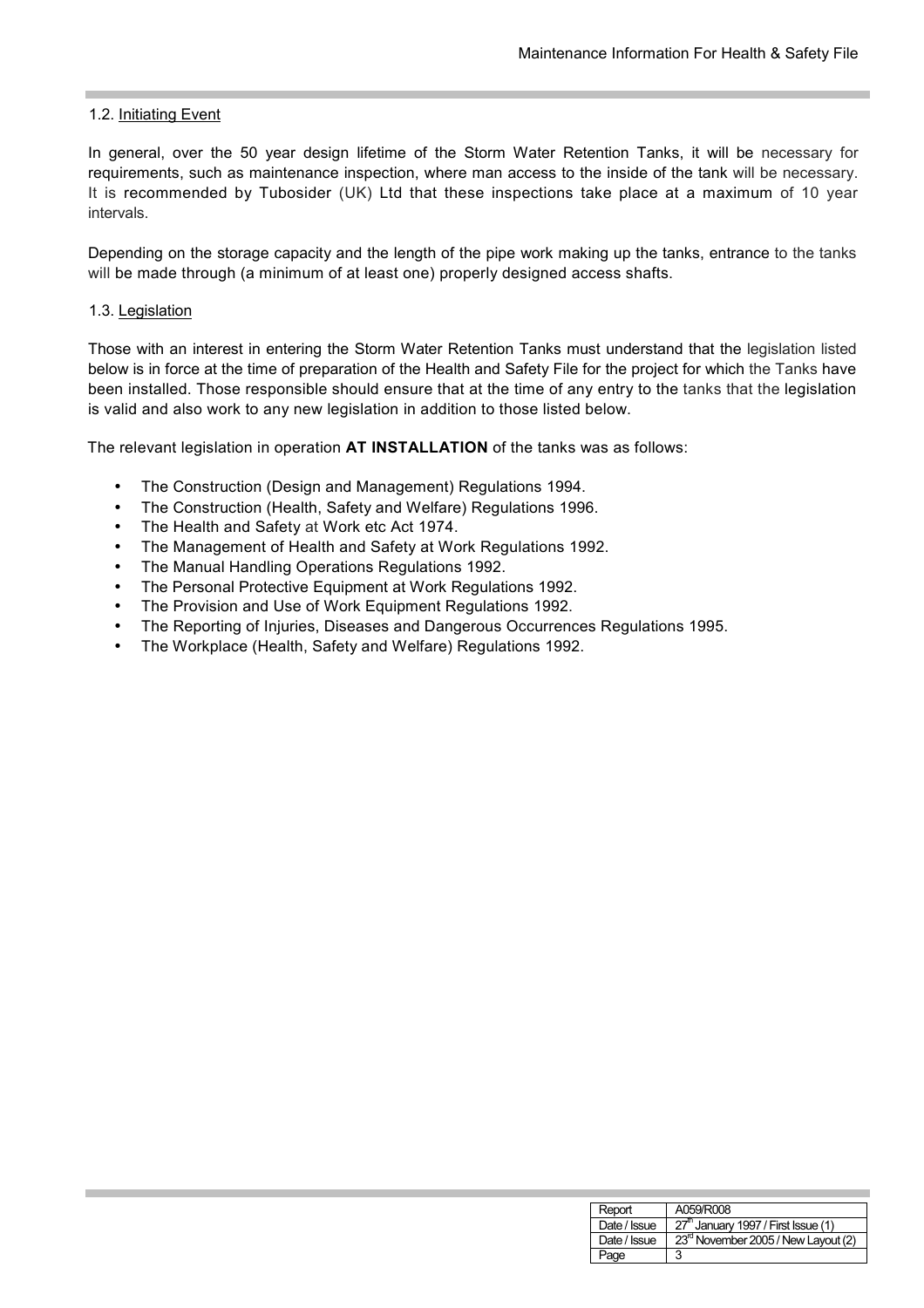### 1.2. Initiating Event

In general, over the 50 year design lifetime of the Storm Water Retention Tanks, it will be necessary for requirements, such as maintenance inspection, where man access to the inside of the tank will be necessary. It is recommended by Tubosider (UK) Ltd that these inspections take place at a maximum of 10 year intervals.

Depending on the storage capacity and the length of the pipe work making up the tanks, entrance to the tanks will be made through (a minimum of at least one) properly designed access shafts.

### 1.3. Legislation

Those with an interest in entering the Storm Water Retention Tanks must understand that the legislation listed below is in force at the time of preparation of the Health and Safety File for the project for which the Tanks have been installed. Those responsible should ensure that at the time of any entry to the tanks that the legislation is valid and also work to any new legislation in addition to those listed below.

The relevant legislation in operation **AT INSTALLATION** of the tanks was as follows:

- The Construction (Design and Management) Regulations 1994.
- The Construction (Health, Safety and Welfare) Regulations 1996.
- The Health and Safety at Work etc Act 1974.
- The Management of Health and Safety at Work Regulations 1992.
- The Manual Handling Operations Regulations 1992.
- The Personal Protective Equipment at Work Regulations 1992.
- The Provision and Use of Work Equipment Regulations 1992.
- The Reporting of Injuries, Diseases and Dangerous Occurrences Regulations 1995.
- The Workplace (Health, Safety and Welfare) Regulations 1992.

| Report | A059/R008 |
|---|---|
| Date / Issue | 27th January 1997 / First Issue (1) |
| Date / Issue | 23rd November 2005 / New Layout (2) |
| Page | 3 |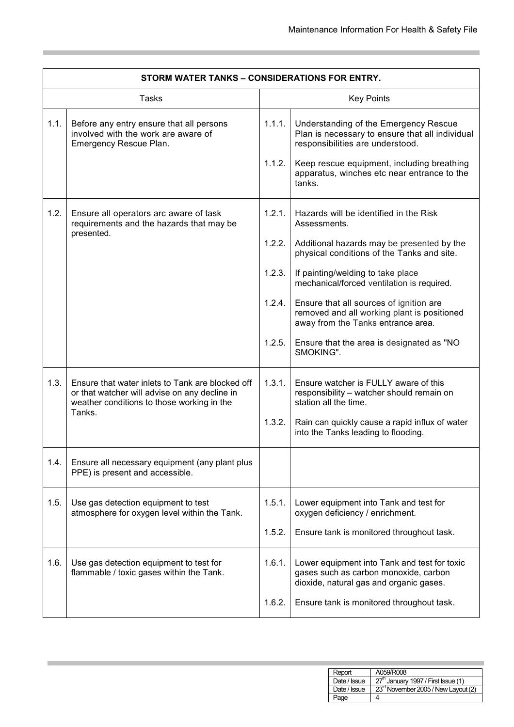| STORM WATER TANKS – CONSIDERATIONS FOR ENTRY. | | | |
|---|---|---|---|
| Tasks | | Key Points | |
| 1.1. | Before any entry ensure that all persons involved with the work are aware of Emergency Rescue Plan. | 1.1.1. | Understanding of the Emergency Rescue Plan is necessary to ensure that all individual responsibilities are understood. |
| | | 1.1.2. | Keep rescue equipment, including breathing apparatus, winches etc near entrance to the tanks. |
| 1.2. | Ensure all operators arc aware of task requirements and the hazards that may be presented. | 1.2.1. | Hazards will be identified in the Risk Assessments. |
| | | 1.2.2. | Additional hazards may be presented by the physical conditions of the Tanks and site. |
| | | 1.2.3. | If painting/welding to take place mechanical/forced ventilation is required. |
| | | 1.2.4. | Ensure that all sources of ignition are removed and all working plant is positioned away from the Tanks entrance area. |
| | | 1.2.5. | Ensure that the area is designated as "NO SMOKING". |
| 1.3. | Ensure that water inlets to Tank are blocked off or that watcher will advise on any decline in weather conditions to those working in the Tanks. | 1.3.1. | Ensure watcher is FULLY aware of this responsibility – watcher should remain on station all the time. |
| | | 1.3.2. | Rain can quickly cause a rapid influx of water into the Tanks leading to flooding. |
| 1.4. | Ensure all necessary equipment (any plant plus PPE) is present and accessible. | | |
| 1.5. | Use gas detection equipment to test atmosphere for oxygen level within the Tank. | 1.5.1. | Lower equipment into Tank and test for oxygen deficiency / enrichment. |
| | | 1.5.2. | Ensure tank is monitored throughout task. |
| 1.6. | Use gas detection equipment to test for flammable / toxic gases within the Tank. | 1.6.1. | Lower equipment into Tank and test for toxic gases such as carbon monoxide, carbon dioxide, natural gas and organic gases. |
| | | 1.6.2. | Ensure tank is monitored throughout task. |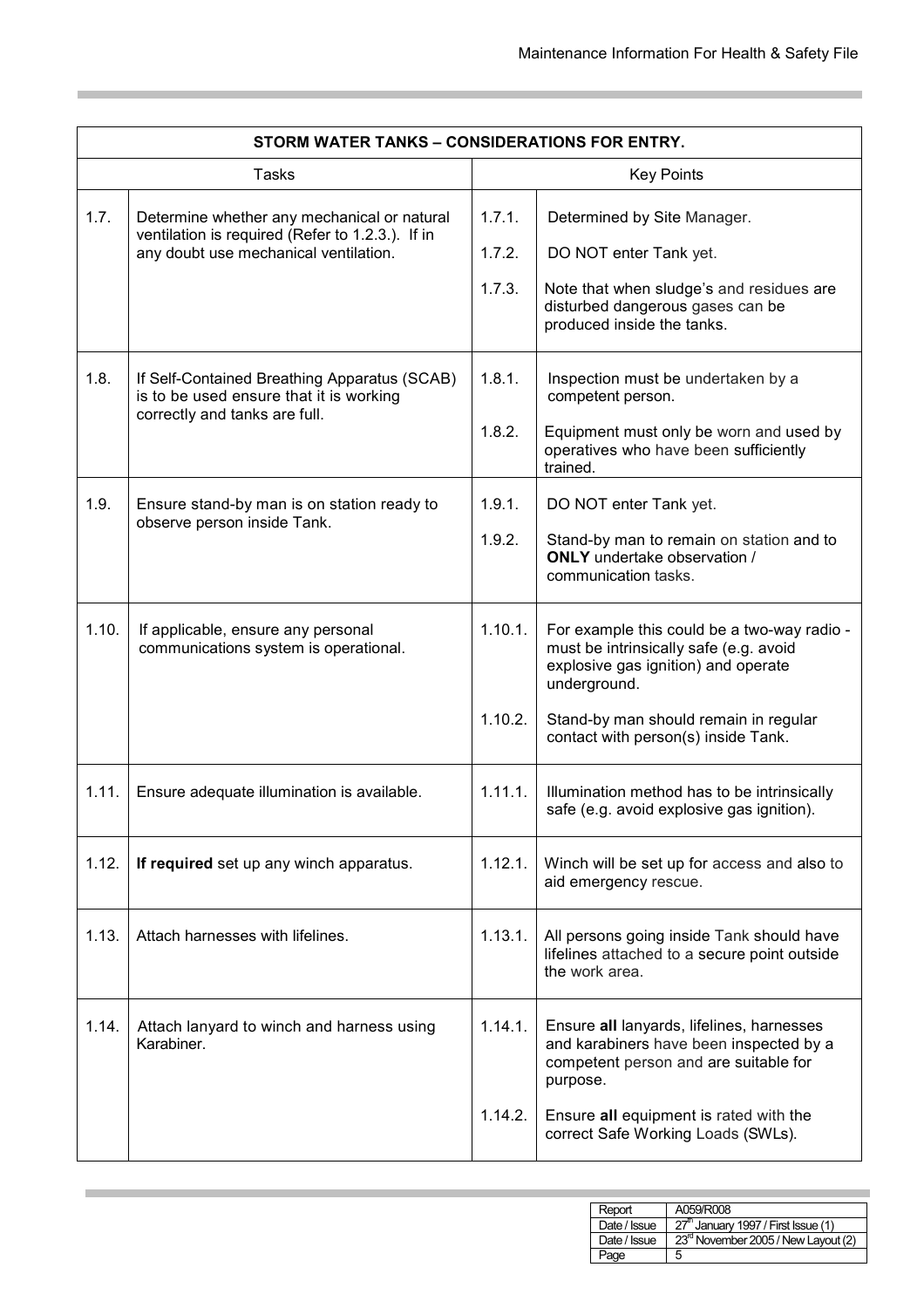| STORM WATER TANKS – CONSIDERATIONS FOR ENTRY. | | | |
|---|---|---|---|
| Tasks | | Key Points | |
| 1.7. | Determine whether any mechanical or natural ventilation is required (Refer to 1.2.3.). If in any doubt use mechanical ventilation. | 1.7.1.<br>1.7.2.<br>1.7.3. | Determined by Site Manager.<br>DO NOT enter Tank yet.<br>Note that when sludge's and residues are disturbed dangerous gases can be produced inside the tanks. |
| 1.8. | If Self-Contained Breathing Apparatus (SCAB) is to be used ensure that it is working correctly and tanks are full. | 1.8.1.<br>1.8.2. | Inspection must be undertaken by a competent person.<br>Equipment must only be worn and used by operatives who have been sufficiently trained. |
| 1.9. | Ensure stand-by man is on station ready to observe person inside Tank. | 1.9.1.<br>1.9.2. | DO NOT enter Tank yet.<br>Stand-by man to remain on station and to **ONLY** undertake observation / communication tasks. |
| 1.10. | If applicable, ensure any personal communications system is operational. | 1.10.1.<br>1.10.2. | For example this could be a two-way radio - must be intrinsically safe (e.g. avoid explosive gas ignition) and operate underground.<br>Stand-by man should remain in regular contact with person(s) inside Tank. |
| 1.11. | Ensure adequate illumination is available. | 1.11.1. | Illumination method has to be intrinsically safe (e.g. avoid explosive gas ignition). |
| 1.12. | **If required** set up any winch apparatus. | 1.12.1. | Winch will be set up for access and also to aid emergency rescue. |
| 1.13. | Attach harnesses with lifelines. | 1.13.1. | All persons going inside Tank should have lifelines attached to a secure point outside the work area. |
| 1.14. | Attach lanyard to winch and harness using Karabiner. | 1.14.1.<br>1.14.2. | Ensure **all** lanyards, lifelines, harnesses and karabiners have been inspected by a competent person and are suitable for purpose.<br>Ensure **all** equipment is rated with the correct Safe Working Loads (SWLs). |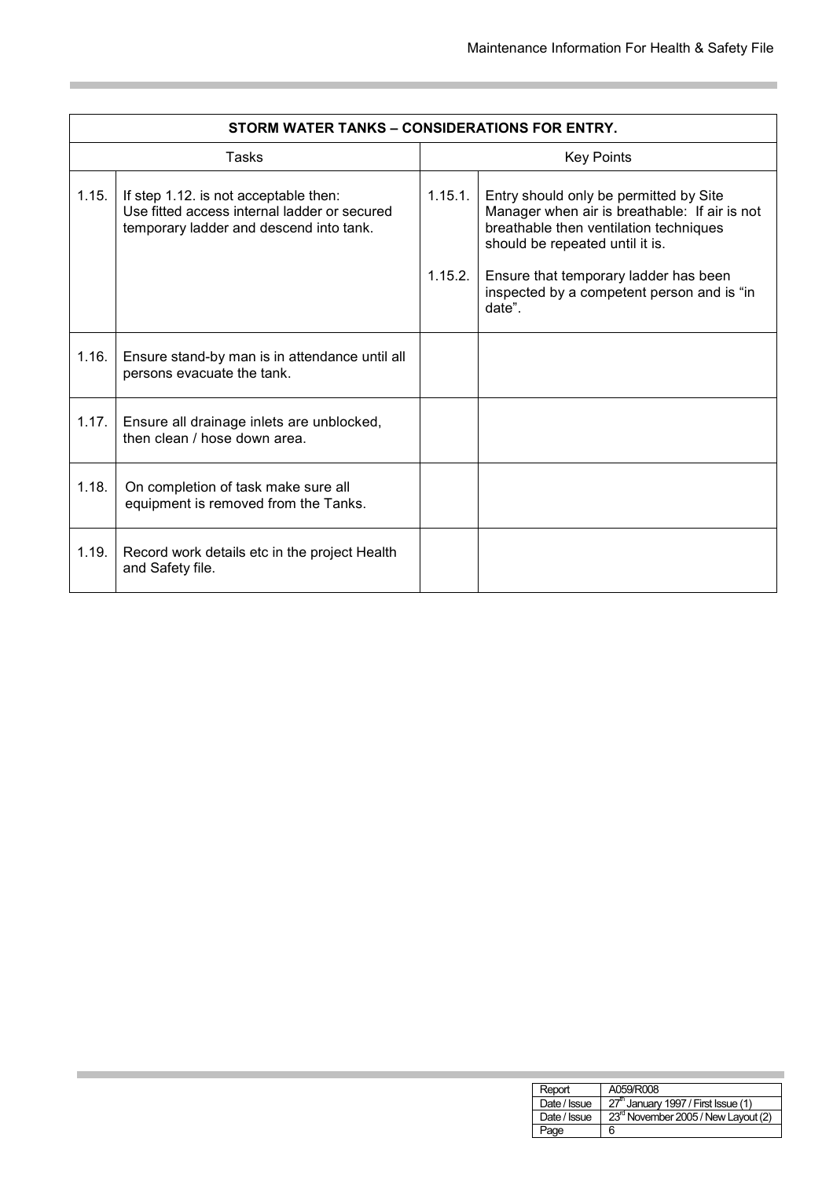| STORM WATER TANKS – CONSIDERATIONS FOR ENTRY. | | | |
|---|---|---|---|
| Tasks | | Key Points | |
| 1.15. | If step 1.12. is not acceptable then: Use fitted access internal ladder or secured temporary ladder and descend into tank. | 1.15.1. | Entry should only be permitted by Site Manager when air is breathable: If air is not breathable then ventilation techniques should be repeated until it is. |
| | | 1.15.2. | Ensure that temporary ladder has been inspected by a competent person and is "in date". |
| 1.16. | Ensure stand-by man is in attendance until all persons evacuate the tank. | | |
| 1.17. | Ensure all drainage inlets are unblocked, then clean / hose down area. | | |
| 1.18. | On completion of task make sure all equipment is removed from the Tanks. | | |
| 1.19. | Record work details etc in the project Health and Safety file. | | |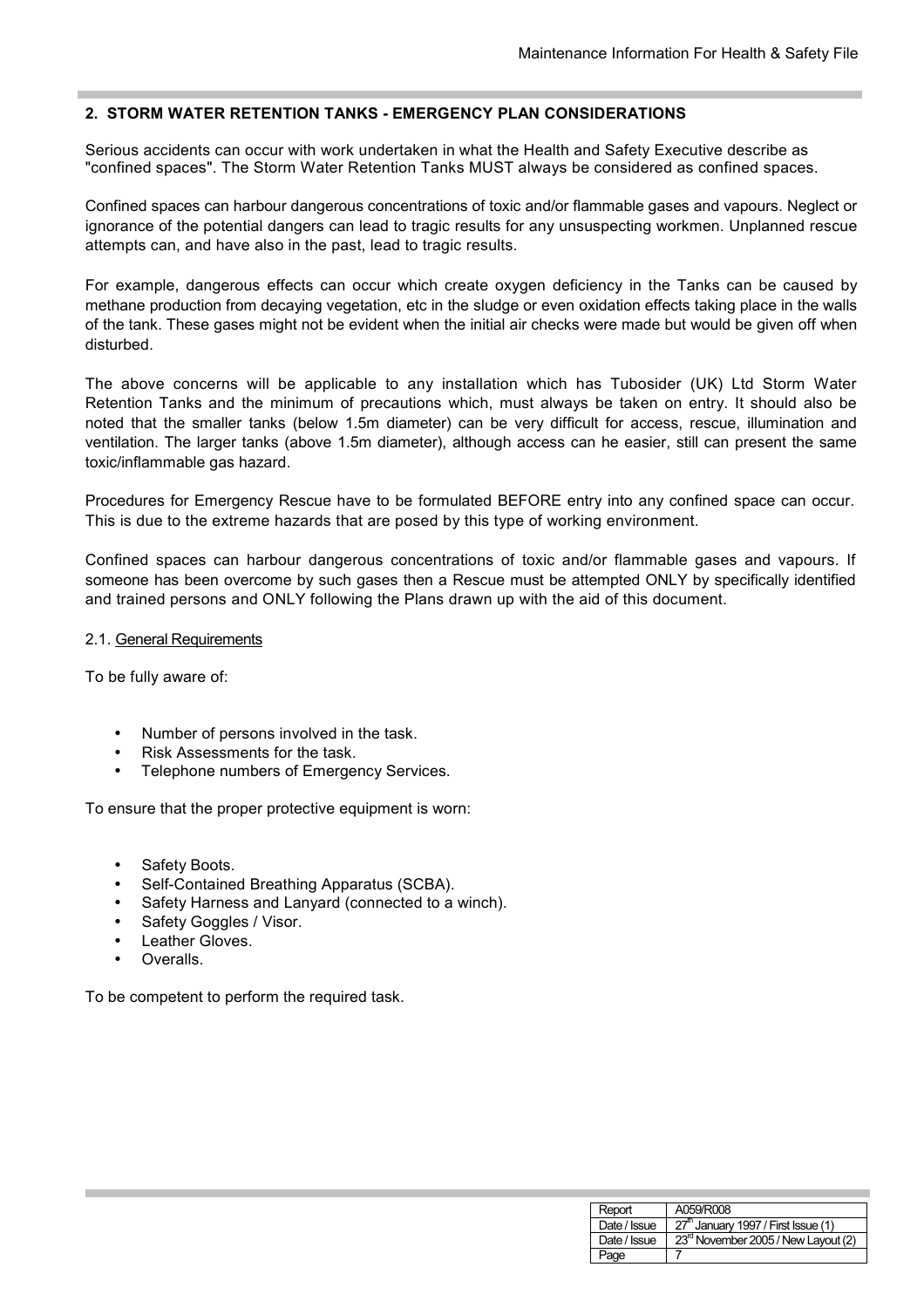## 2. STORM WATER RETENTION TANKS - EMERGENCY PLAN CONSIDERATIONS

Serious accidents can occur with work undertaken in what the Health and Safety Executive describe as "confined spaces". The Storm Water Retention Tanks MUST always be considered as confined spaces.

Confined spaces can harbour dangerous concentrations of toxic and/or flammable gases and vapours. Neglect or ignorance of the potential dangers can lead to tragic results for any unsuspecting workmen. Unplanned rescue attempts can, and have also in the past, lead to tragic results.

For example, dangerous effects can occur which create oxygen deficiency in the Tanks can be caused by methane production from decaying vegetation, etc in the sludge or even oxidation effects taking place in the walls of the tank. These gases might not be evident when the initial air checks were made but would be given off when disturbed.

The above concerns will be applicable to any installation which has Tubosider (UK) Ltd Storm Water Retention Tanks and the minimum of precautions which, must always be taken on entry. It should also be noted that the smaller tanks (below 1.5m diameter) can be very difficult for access, rescue, illumination and ventilation. The larger tanks (above 1.5m diameter), although access can he easier, still can present the same toxic/inflammable gas hazard.

Procedures for Emergency Rescue have to be formulated BEFORE entry into any confined space can occur. This is due to the extreme hazards that are posed by this type of working environment.

Confined spaces can harbour dangerous concentrations of toxic and/or flammable gases and vapours. If someone has been overcome by such gases then a Rescue must be attempted ONLY by specifically identified and trained persons and ONLY following the Plans drawn up with the aid of this document.

### 2.1. General Requirements

To be fully aware of:

- Number of persons involved in the task.
- Risk Assessments for the task.
- Telephone numbers of Emergency Services.

To ensure that the proper protective equipment is worn:

- Safety Boots.
- Self-Contained Breathing Apparatus (SCBA).
- Safety Harness and Lanyard (connected to a winch).
- Safety Goggles / Visor.
- Leather Gloves.
- Overalls.

To be competent to perform the required task.

| Report | A059/R008 |
|---|---|
| Date / Issue | 27th January 1997 / First Issue (1) |
| Date / Issue | 23rd November 2005 / New Layout (2) |
| Page | 7 |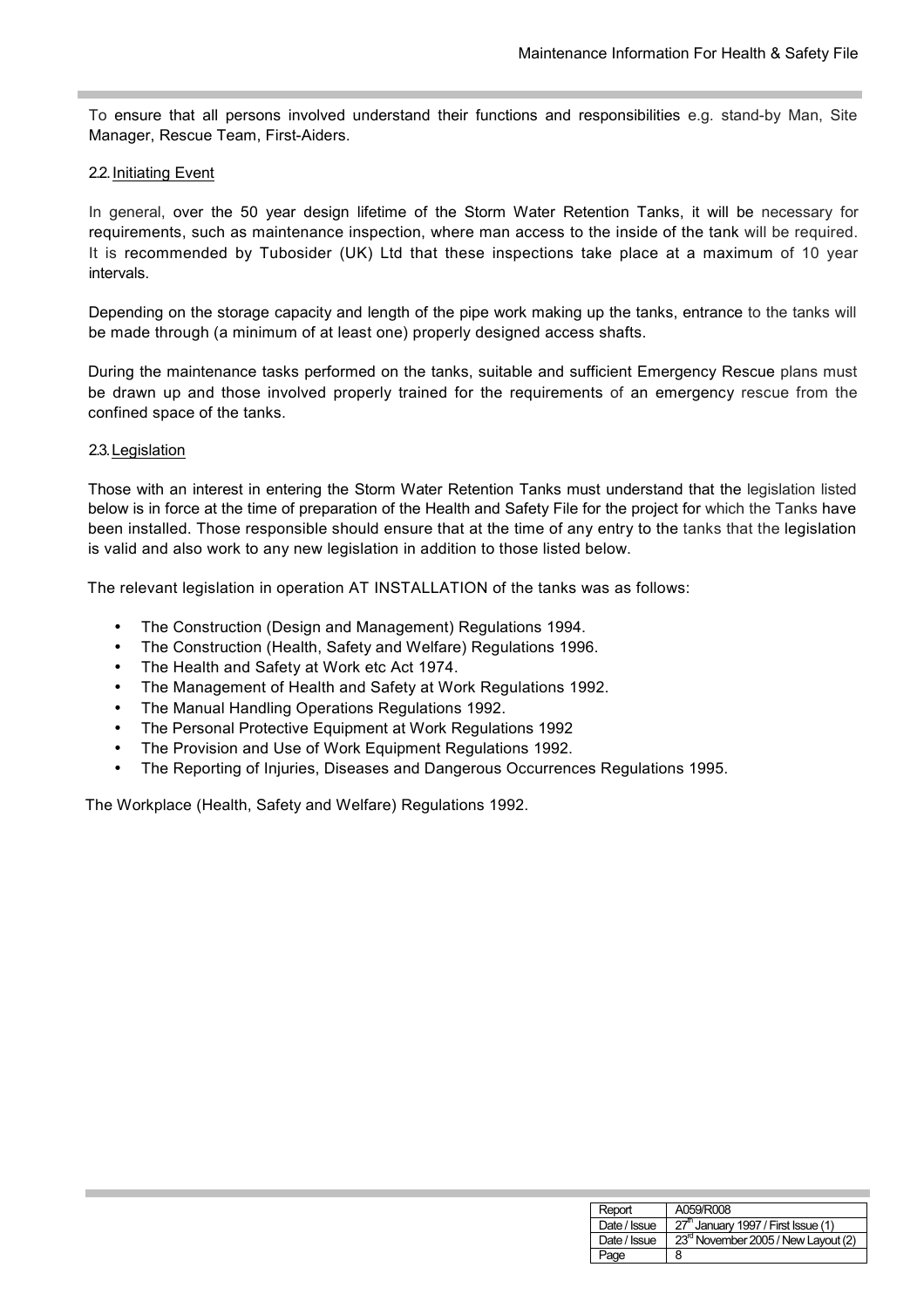To ensure that all persons involved understand their functions and responsibilities e.g. stand-by Man, Site Manager, Rescue Team, First-Aiders.

### 2.2. Initiating Event

In general, over the 50 year design lifetime of the Storm Water Retention Tanks, it will be necessary for requirements, such as maintenance inspection, where man access to the inside of the tank will be required. It is recommended by Tubosider (UK) Ltd that these inspections take place at a maximum of 10 year intervals.

Depending on the storage capacity and length of the pipe work making up the tanks, entrance to the tanks will be made through (a minimum of at least one) properly designed access shafts.

During the maintenance tasks performed on the tanks, suitable and sufficient Emergency Rescue plans must be drawn up and those involved properly trained for the requirements of an emergency rescue from the confined space of the tanks.

### 2.3. Legislation

Those with an interest in entering the Storm Water Retention Tanks must understand that the legislation listed below is in force at the time of preparation of the Health and Safety File for the project for which the Tanks have been installed. Those responsible should ensure that at the time of any entry to the tanks that the legislation is valid and also work to any new legislation in addition to those listed below.

The relevant legislation in operation AT INSTALLATION of the tanks was as follows:

- The Construction (Design and Management) Regulations 1994.
- The Construction (Health, Safety and Welfare) Regulations 1996.
- The Health and Safety at Work etc Act 1974.
- The Management of Health and Safety at Work Regulations 1992.
- The Manual Handling Operations Regulations 1992.
- The Personal Protective Equipment at Work Regulations 1992
- The Provision and Use of Work Equipment Regulations 1992.
- The Reporting of Injuries, Diseases and Dangerous Occurrences Regulations 1995.

The Workplace (Health, Safety and Welfare) Regulations 1992.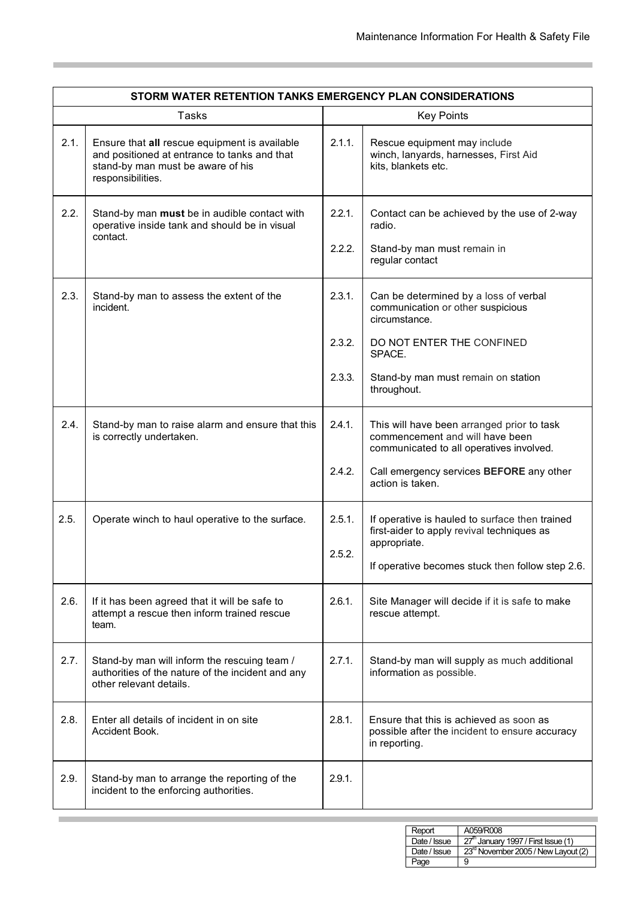| STORM WATER RETENTION TANKS EMERGENCY PLAN CONSIDERATIONS | | | |
|---|---|---|---|
| Tasks | | Key Points | |
| 2.1. | Ensure that **all** rescue equipment is available and positioned at entrance to tanks and that stand-by man must be aware of his responsibilities. | 2.1.1. | Rescue equipment may include winch, lanyards, harnesses, First Aid kits, blankets etc. |
| 2.2. | Stand-by man **must** be in audible contact with operative inside tank and should be in visual contact. | 2.2.1.<br><br>2.2.2. | Contact can be achieved by the use of 2-way radio.<br><br>Stand-by man must remain in regular contact |
| 2.3. | Stand-by man to assess the extent of the incident. | 2.3.1.<br><br>2.3.2.<br><br>2.3.3. | Can be determined by a loss of verbal communication or other suspicious circumstance.<br><br>DO NOT ENTER THE CONFINED SPACE.<br><br>Stand-by man must remain on station throughout. |
| 2.4. | Stand-by man to raise alarm and ensure that this is correctly undertaken. | 2.4.1.<br><br>2.4.2. | This will have been arranged prior to task commencement and will have been communicated to all operatives involved.<br><br>Call emergency services **BEFORE** any other action is taken. |
| 2.5. | Operate winch to haul operative to the surface. | 2.5.1.<br><br>2.5.2. | If operative is hauled to surface then trained first-aider to apply revival techniques as appropriate.<br><br>If operative becomes stuck then follow step 2.6. |
| 2.6. | If it has been agreed that it will be safe to attempt a rescue then inform trained rescue team. | 2.6.1. | Site Manager will decide if it is safe to make rescue attempt. |
| 2.7. | Stand-by man will inform the rescuing team / authorities of the nature of the incident and any other relevant details. | 2.7.1. | Stand-by man will supply as much additional information as possible. |
| 2.8. | Enter all details of incident in on site Accident Book. | 2.8.1. | Ensure that this is achieved as soon as possible after the incident to ensure accuracy in reporting. |
| 2.9. | Stand-by man to arrange the reporting of the incident to the enforcing authorities. | 2.9.1. | |

| Report | A059/R008 |
|---|---|
| Date / Issue | 27th January 1997 / First Issue (1) |
| Date / Issue | 23rd November 2005 / New Layout (2) |
| Page | 9 |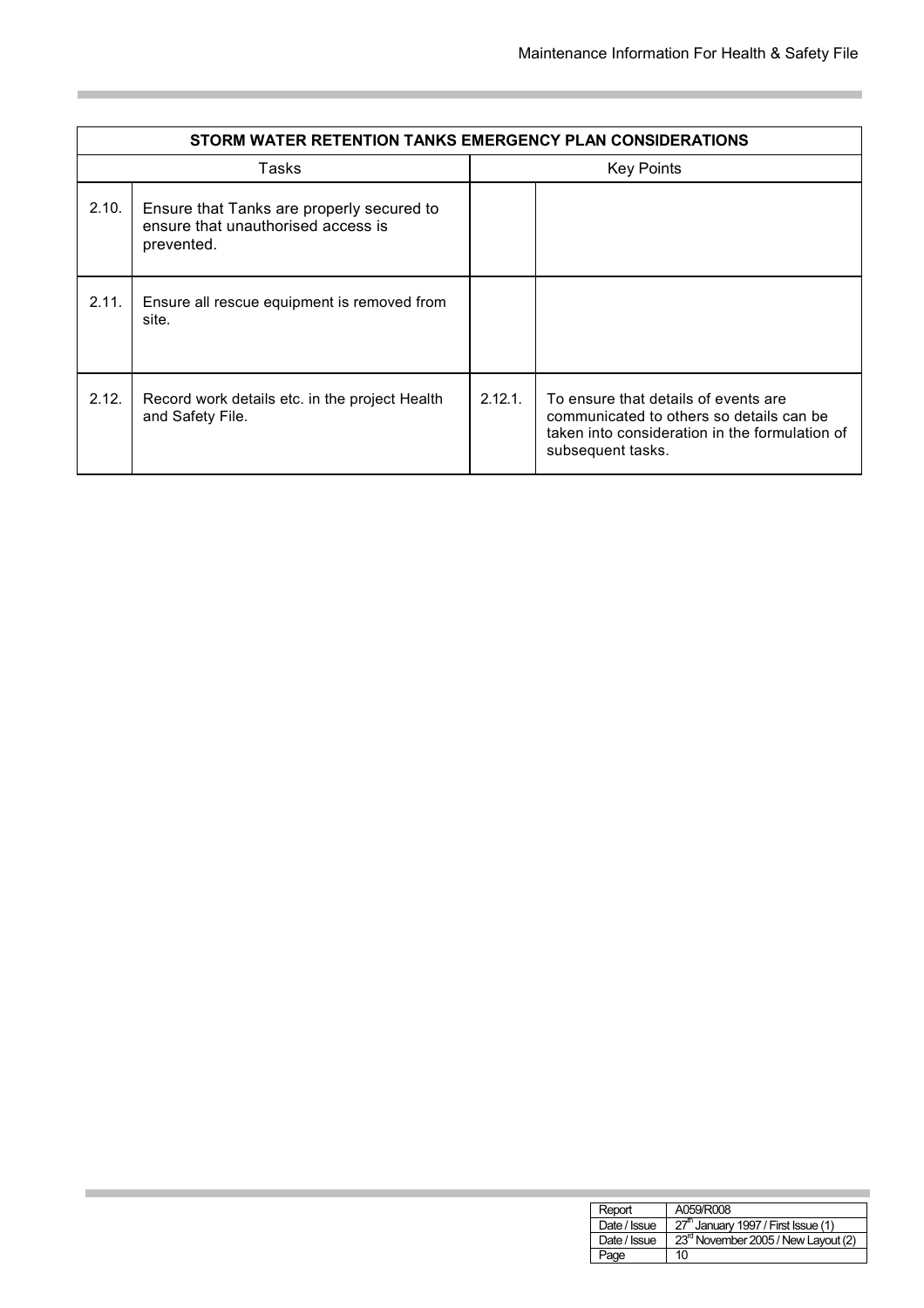| STORM WATER RETENTION TANKS EMERGENCY PLAN CONSIDERATIONS | | | |
|---|---|---|---|
| Tasks | | Key Points | |
| 2.10. | Ensure that Tanks are properly secured to ensure that unauthorised access is prevented. | | |
| 2.11. | Ensure all rescue equipment is removed from site. | | |
| 2.12. | Record work details etc. in the project Health and Safety File. | 2.12.1. | To ensure that details of events are communicated to others so details can be taken into consideration in the formulation of subsequent tasks. |

| | |
|---|---|
| Report | A059/R008 |
| Date / Issue | 27th January 1997 / First Issue (1) |
| Date / Issue | 23rd November 2005 / New Layout (2) |